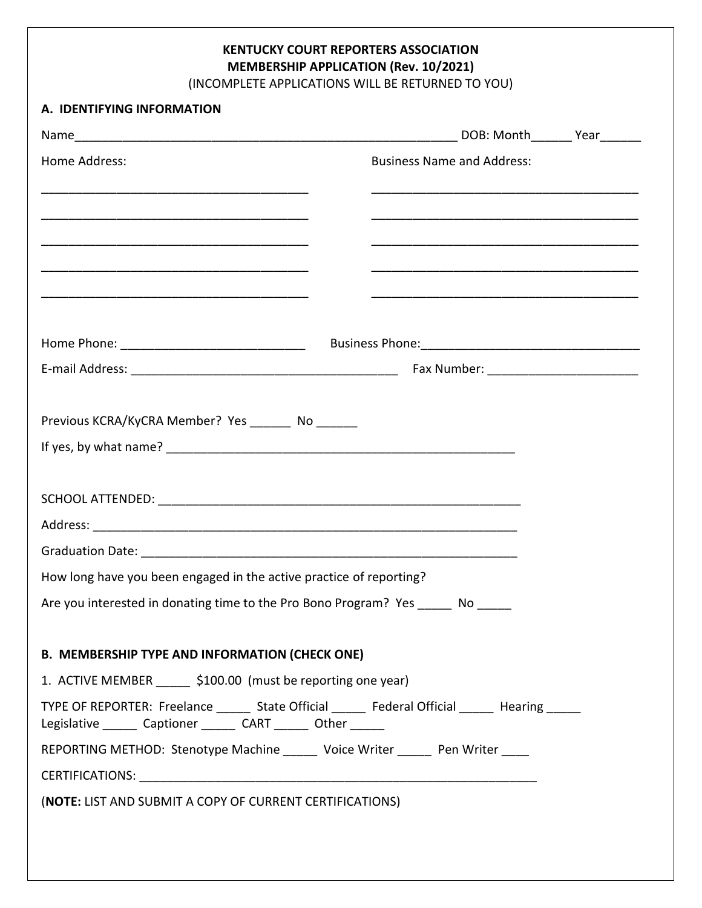**KENTUCKY COURT REPORTERS ASSOCIATION**
**MEMBERSHIP APPLICATION (Rev. 10/2021)**
(INCOMPLETE APPLICATIONS WILL BE RETURNED TO YOU)

**A. IDENTIFYING INFORMATION**

Name____________________________________________________________ DOB: Month______ Year______

Home Address:

________________________________________
________________________________________
________________________________________
________________________________________
________________________________________

Business Name and Address:

________________________________________
________________________________________
________________________________________
________________________________________
________________________________________

Home Phone: ___________________________ Business Phone:________________________________

E-mail Address: ________________________________________ Fax Number: ______________________

Previous KCRA/KyCRA Member? Yes ______ No ______

If yes, by what name? ____________________________________________________

SCHOOL ATTENDED: ______________________________________________________

Address: _______________________________________________________________

Graduation Date: ________________________________________________________

How long have you been engaged in the active practice of reporting?

Are you interested in donating time to the Pro Bono Program? Yes _____ No _____

**B. MEMBERSHIP TYPE AND INFORMATION (CHECK ONE)**

1. ACTIVE MEMBER _____ $100.00 (must be reporting one year)

TYPE OF REPORTER: Freelance _____ State Official _____ Federal Official _____ Hearing _____ Legislative _____ Captioner _____ CART _____ Other _____

REPORTING METHOD: Stenotype Machine _____ Voice Writer _____ Pen Writer ____

CERTIFICATIONS: ____________________________________________________________

(**NOTE:** LIST AND SUBMIT A COPY OF CURRENT CERTIFICATIONS)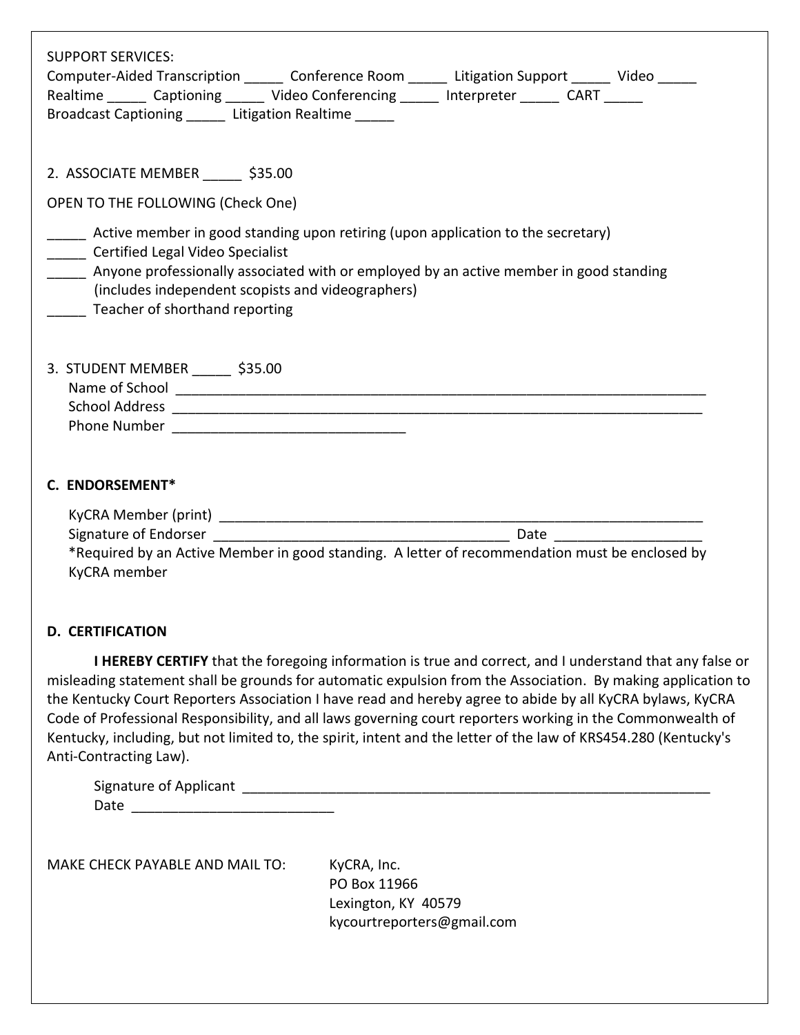SUPPORT SERVICES:
Computer-Aided Transcription _____ Conference Room _____ Litigation Support _____ Video _____
Realtime _____ Captioning _____ Video Conferencing _____ Interpreter _____ CART _____
Broadcast Captioning _____ Litigation Realtime _____

2. ASSOCIATE MEMBER _____ $35.00

OPEN TO THE FOLLOWING (Check One)

_____ Active member in good standing upon retiring (upon application to the secretary)
_____ Certified Legal Video Specialist
_____ Anyone professionally associated with or employed by an active member in good standing (includes independent scopists and videographers)
_____ Teacher of shorthand reporting

3. STUDENT MEMBER _____ $35.00
Name of School ______________________________________________________________________
School Address ______________________________________________________________________
Phone Number _______________________________

**C. ENDORSEMENT***

KyCRA Member (print) _____________________________________________________________
Signature of Endorser _______________________________________ Date ___________________
*Required by an Active Member in good standing. A letter of recommendation must be enclosed by KyCRA member

**D. CERTIFICATION**

**I HEREBY CERTIFY** that the foregoing information is true and correct, and I understand that any false or misleading statement shall be grounds for automatic expulsion from the Association. By making application to the Kentucky Court Reporters Association I have read and hereby agree to abide by all KyCRA bylaws, KyCRA Code of Professional Responsibility, and all laws governing court reporters working in the Commonwealth of Kentucky, including, but not limited to, the spirit, intent and the letter of the law of KRS454.280 (Kentucky's Anti-Contracting Law).

Signature of Applicant _______________________________________________________________
Date __________________________

MAKE CHECK PAYABLE AND MAIL TO:

KyCRA, Inc.
PO Box 11966
Lexington, KY 40579
kycourtreporters@gmail.com